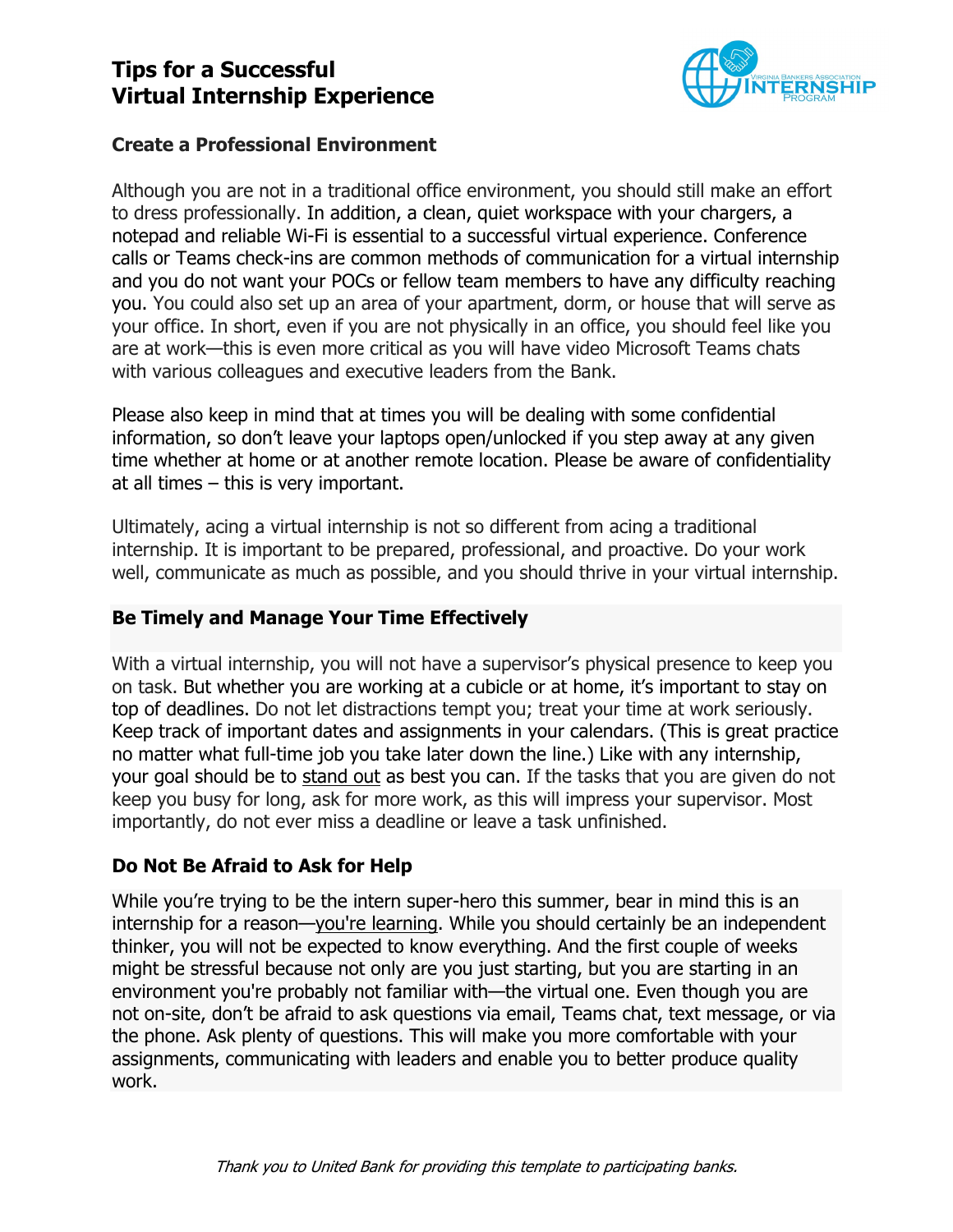# Tips for a Successful Virtual Internship Experience

## Create a Professional Environment

Although you are not in a traditional office environment, you should still make an effort to dress professionally. In addition, a clean, quiet workspace with your chargers, a notepad and reliable Wi-Fi is essential to a successful virtual experience. Conference calls or Teams check-ins are common methods of communication for a virtual internship and you do not want your POCs or fellow team members to have any difficulty reaching you. You could also set up an area of your apartment, dorm, or house that will serve as your office. In short, even if you are not physically in an office, you should feel like you are at work—this is even more critical as you will have video Microsoft Teams chats with various colleagues and executive leaders from the Bank.

Please also keep in mind that at times you will be dealing with some confidential information, so don't leave your laptops open/unlocked if you step away at any given time whether at home or at another remote location. Please be aware of confidentiality at all times – this is very important.

Ultimately, acing a virtual internship is not so different from acing a traditional internship. It is important to be prepared, professional, and proactive. Do your work well, communicate as much as possible, and you should thrive in your virtual internship.

## Be Timely and Manage Your Time Effectively

With a virtual internship, you will not have a supervisor's physical presence to keep you on task. But whether you are working at a cubicle or at home, it's important to stay on top of deadlines. Do not let distractions tempt you; treat your time at work seriously. Keep track of important dates and assignments in your calendars. (This is great practice no matter what full-time job you take later down the line.) Like with any internship, your goal should be to stand out as best you can. If the tasks that you are given do not keep you busy for long, ask for more work, as this will impress your supervisor. Most importantly, do not ever miss a deadline or leave a task unfinished.

## Do Not Be Afraid to Ask for Help

While you're trying to be the intern super-hero this summer, bear in mind this is an internship for a reason—you're learning. While you should certainly be an independent thinker, you will not be expected to know everything. And the first couple of weeks might be stressful because not only are you just starting, but you are starting in an environment you're probably not familiar with—the virtual one. Even though you are not on-site, don't be afraid to ask questions via email, Teams chat, text message, or via the phone. Ask plenty of questions. This will make you more comfortable with your assignments, communicating with leaders and enable you to better produce quality work.

*Thank you to United Bank for providing this template to participating banks.*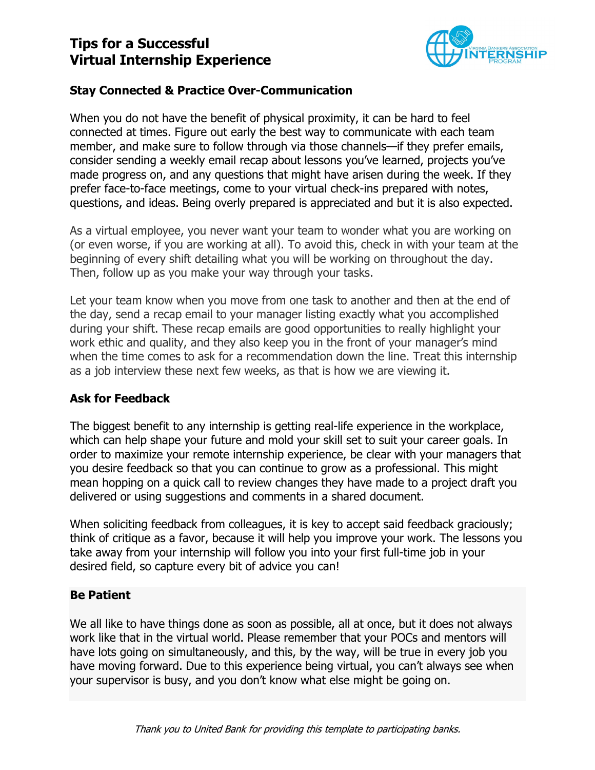# Tips for a Successful Virtual Internship Experience

## Stay Connected & Practice Over-Communication

When you do not have the benefit of physical proximity, it can be hard to feel connected at times. Figure out early the best way to communicate with each team member, and make sure to follow through via those channels—if they prefer emails, consider sending a weekly email recap about lessons you've learned, projects you've made progress on, and any questions that might have arisen during the week. If they prefer face-to-face meetings, come to your virtual check-ins prepared with notes, questions, and ideas. Being overly prepared is appreciated and but it is also expected.

As a virtual employee, you never want your team to wonder what you are working on (or even worse, if you are working at all). To avoid this, check in with your team at the beginning of every shift detailing what you will be working on throughout the day. Then, follow up as you make your way through your tasks.

Let your team know when you move from one task to another and then at the end of the day, send a recap email to your manager listing exactly what you accomplished during your shift. These recap emails are good opportunities to really highlight your work ethic and quality, and they also keep you in the front of your manager's mind when the time comes to ask for a recommendation down the line. Treat this internship as a job interview these next few weeks, as that is how we are viewing it.

## Ask for Feedback

The biggest benefit to any internship is getting real-life experience in the workplace, which can help shape your future and mold your skill set to suit your career goals. In order to maximize your remote internship experience, be clear with your managers that you desire feedback so that you can continue to grow as a professional. This might mean hopping on a quick call to review changes they have made to a project draft you delivered or using suggestions and comments in a shared document.

When soliciting feedback from colleagues, it is key to accept said feedback graciously; think of critique as a favor, because it will help you improve your work. The lessons you take away from your internship will follow you into your first full-time job in your desired field, so capture every bit of advice you can!

## Be Patient

We all like to have things done as soon as possible, all at once, but it does not always work like that in the virtual world. Please remember that your POCs and mentors will have lots going on simultaneously, and this, by the way, will be true in every job you have moving forward. Due to this experience being virtual, you can't always see when your supervisor is busy, and you don't know what else might be going on.

*Thank you to United Bank for providing this template to participating banks.*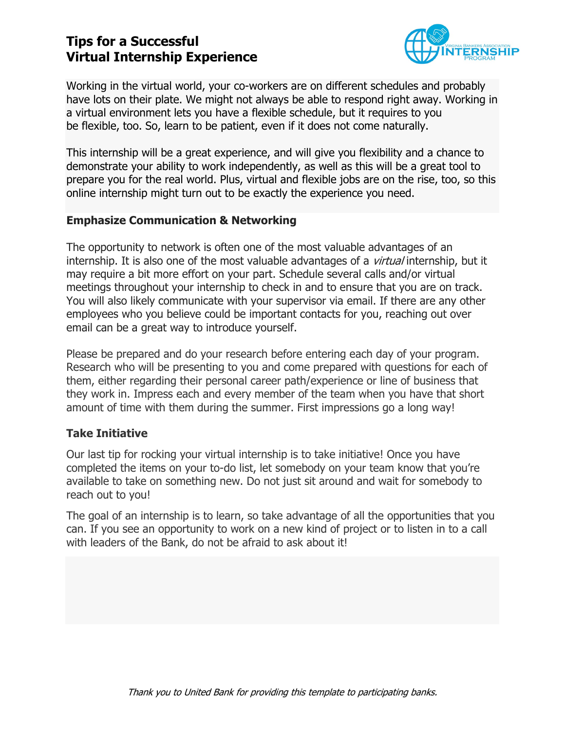# Tips for a Successful Virtual Internship Experience

Working in the virtual world, your co-workers are on different schedules and probably have lots on their plate. We might not always be able to respond right away. Working in a virtual environment lets you have a flexible schedule, but it requires to you be flexible, too. So, learn to be patient, even if it does not come naturally.

This internship will be a great experience, and will give you flexibility and a chance to demonstrate your ability to work independently, as well as this will be a great tool to prepare you for the real world. Plus, virtual and flexible jobs are on the rise, too, so this online internship might turn out to be exactly the experience you need.

**Emphasize Communication & Networking**

The opportunity to network is often one of the most valuable advantages of an internship. It is also one of the most valuable advantages of a *virtual* internship, but it may require a bit more effort on your part. Schedule several calls and/or virtual meetings throughout your internship to check in and to ensure that you are on track. You will also likely communicate with your supervisor via email. If there are any other employees who you believe could be important contacts for you, reaching out over email can be a great way to introduce yourself.

Please be prepared and do your research before entering each day of your program. Research who will be presenting to you and come prepared with questions for each of them, either regarding their personal career path/experience or line of business that they work in. Impress each and every member of the team when you have that short amount of time with them during the summer. First impressions go a long way!

**Take Initiative**

Our last tip for rocking your virtual internship is to take initiative! Once you have completed the items on your to-do list, let somebody on your team know that you're available to take on something new. Do not just sit around and wait for somebody to reach out to you!

The goal of an internship is to learn, so take advantage of all the opportunities that you can. If you see an opportunity to work on a new kind of project or to listen in to a call with leaders of the Bank, do not be afraid to ask about it!

*Thank you to United Bank for providing this template to participating banks.*